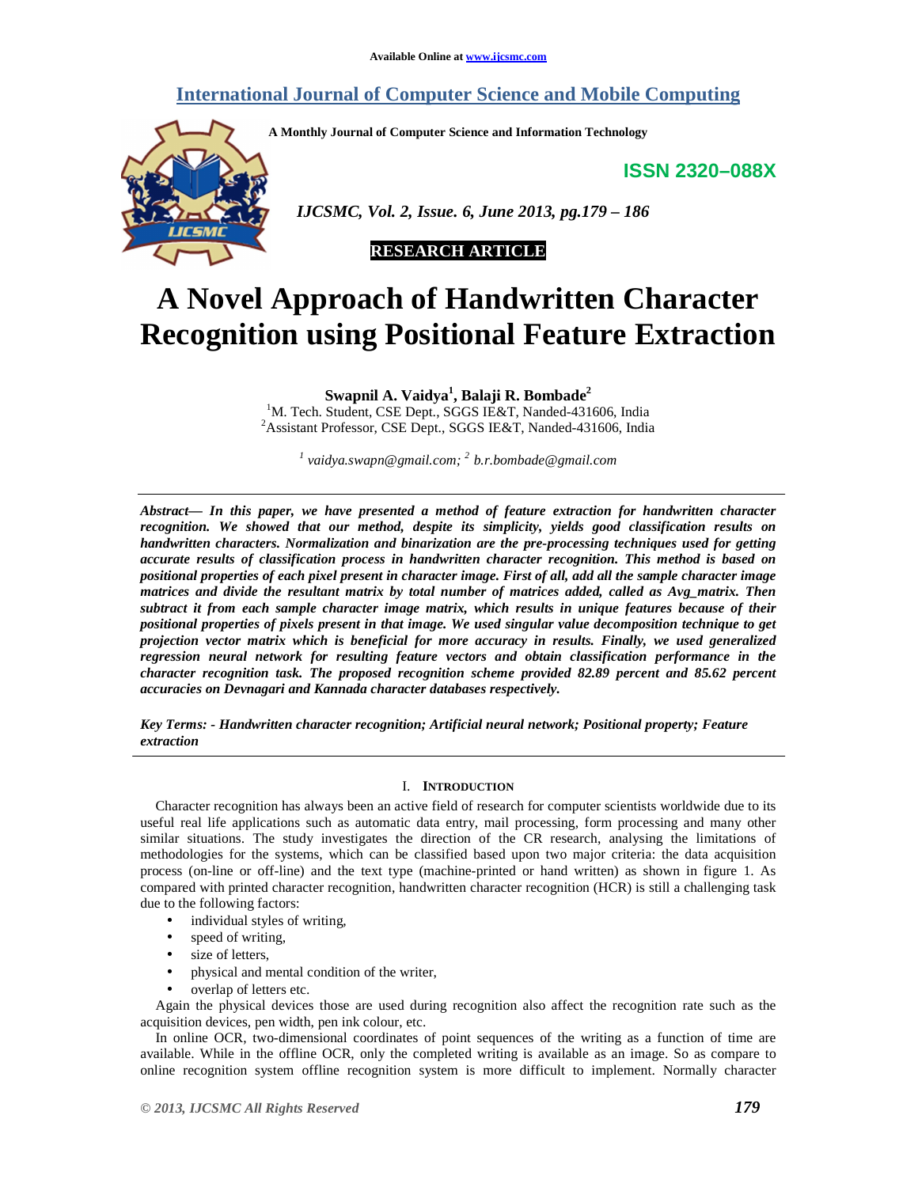Available Online at www.ijcsmc.com

# International Journal of Computer Science and Mobile Computing

A Monthly Journal of Computer Science and Information Technology

**ISSN 2320–088X**

**RESEARCH ARTICLE**

# A Novel Approach of Handwritten Character Recognition using Positional Feature Extraction

**Swapnil A. Vaidya[1], Balaji R. Bombade[2]**

[1]M. Tech. Student, CSE Dept., SGGS IE&T, Nanded-431606, India
[2]Assistant Professor, CSE Dept., SGGS IE&T, Nanded-431606, India

*[1] vaidya.swapn@gmail.com; [2] b.r.bombade@gmail.com*

***Abstract— In this paper, we have presented a method of feature extraction for handwritten character recognition. We showed that our method, despite its simplicity, yields good classification results on handwritten characters. Normalization and binarization are the pre-processing techniques used for getting accurate results of classification process in handwritten character recognition. This method is based on positional properties of each pixel present in character image. First of all, add all the sample character image matrices and divide the resultant matrix by total number of matrices added, called as Avg_matrix. Then subtract it from each sample character image matrix, which results in unique features because of their positional properties of pixels present in that image. We used singular value decomposition technique to get projection vector matrix which is beneficial for more accuracy in results. Finally, we used generalized regression neural network for resulting feature vectors and obtain classification performance in the character recognition task. The proposed recognition scheme provided 82.89 percent and 85.62 percent accuracies on Devnagari and Kannada character databases respectively.***

***Key Terms: - Handwritten character recognition; Artificial neural network; Positional property; Feature extraction***

## I. INTRODUCTION

Character recognition has always been an active field of research for computer scientists worldwide due to its useful real life applications such as automatic data entry, mail processing, form processing and many other similar situations. The study investigates the direction of the CR research, analysing the limitations of methodologies for the systems, which can be classified based upon two major criteria: the data acquisition process (on-line or off-line) and the text type (machine-printed or hand written) as shown in figure 1. As compared with printed character recognition, handwritten character recognition (HCR) is still a challenging task due to the following factors:

- individual styles of writing,
- speed of writing,
- size of letters,
- physical and mental condition of the writer,
- overlap of letters etc.

Again the physical devices those are used during recognition also affect the recognition rate such as the acquisition devices, pen width, pen ink colour, etc.

In online OCR, two-dimensional coordinates of point sequences of the writing as a function of time are available. While in the offline OCR, only the completed writing is available as an image. So as compare to online recognition system offline recognition system is more difficult to implement. Normally character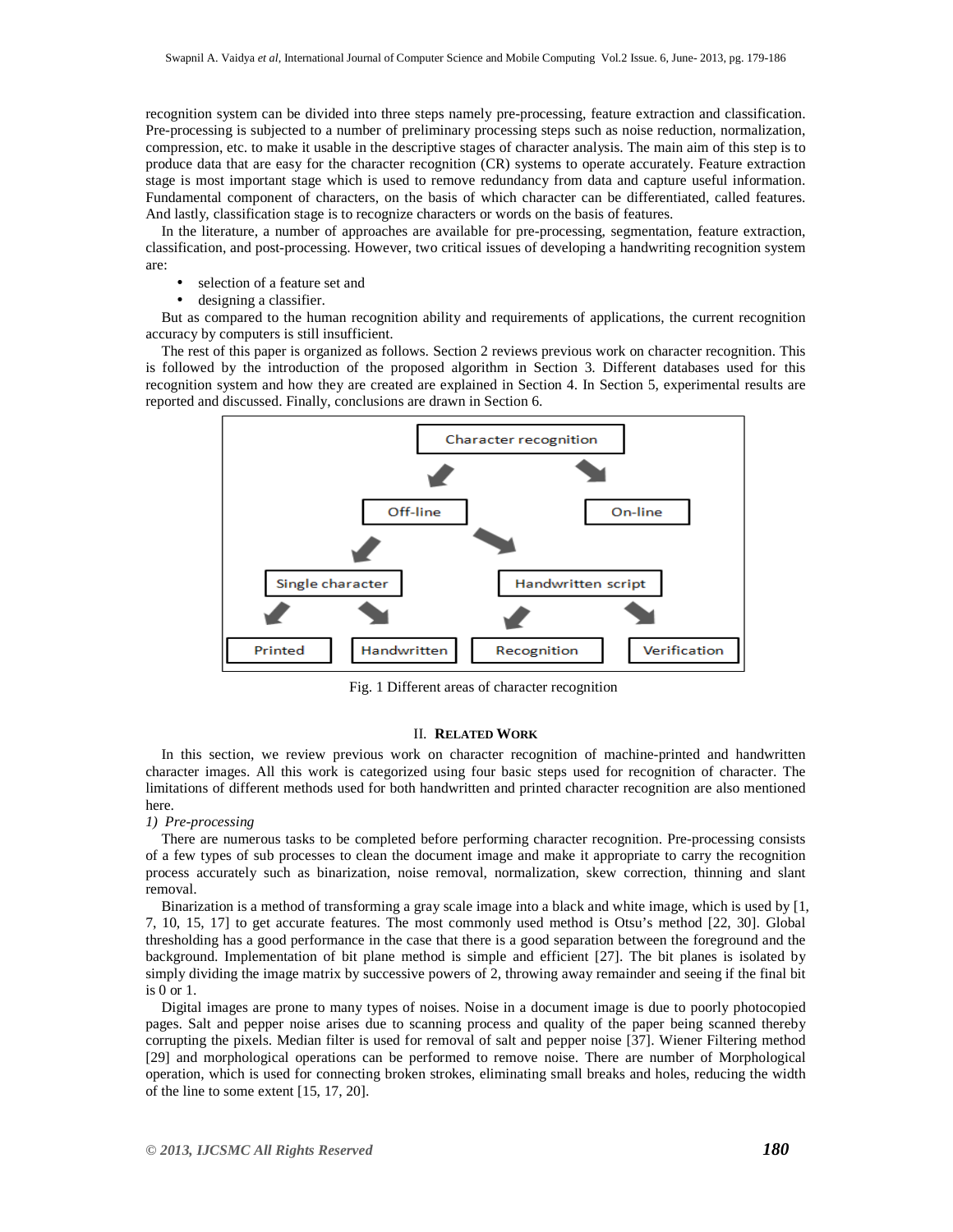recognition system can be divided into three steps namely pre-processing, feature extraction and classification. Pre-processing is subjected to a number of preliminary processing steps such as noise reduction, normalization, compression, etc. to make it usable in the descriptive stages of character analysis. The main aim of this step is to produce data that are easy for the character recognition (CR) systems to operate accurately. Feature extraction stage is most important stage which is used to remove redundancy from data and capture useful information. Fundamental component of characters, on the basis of which character can be differentiated, called features. And lastly, classification stage is to recognize characters or words on the basis of features.

In the literature, a number of approaches are available for pre-processing, segmentation, feature extraction, classification, and post-processing. However, two critical issues of developing a handwriting recognition system are:

- selection of a feature set and
- designing a classifier.

But as compared to the human recognition ability and requirements of applications, the current recognition accuracy by computers is still insufficient.

The rest of this paper is organized as follows. Section 2 reviews previous work on character recognition. This is followed by the introduction of the proposed algorithm in Section 3. Different databases used for this recognition system and how they are created are explained in Section 4. In Section 5, experimental results are reported and discussed. Finally, conclusions are drawn in Section 6.

Character recognition → Off-line, On-line
Off-line → Single character, Handwritten script
Single character → Printed, Handwritten
Handwritten script → Recognition, Verification

Fig. 1 Different areas of character recognition

## II. Related Work

In this section, we review previous work on character recognition of machine-printed and handwritten character images. All this work is categorized using four basic steps used for recognition of character. The limitations of different methods used for both handwritten and printed character recognition are also mentioned here.

*1) Pre-processing*

There are numerous tasks to be completed before performing character recognition. Pre-processing consists of a few types of sub processes to clean the document image and make it appropriate to carry the recognition process accurately such as binarization, noise removal, normalization, skew correction, thinning and slant removal.

Binarization is a method of transforming a gray scale image into a black and white image, which is used by [1, 7, 10, 15, 17] to get accurate features. The most commonly used method is Otsu's method [22, 30]. Global thresholding has a good performance in the case that there is a good separation between the foreground and the background. Implementation of bit plane method is simple and efficient [27]. The bit planes is isolated by simply dividing the image matrix by successive powers of 2, throwing away remainder and seeing if the final bit is 0 or 1.

Digital images are prone to many types of noises. Noise in a document image is due to poorly photocopied pages. Salt and pepper noise arises due to scanning process and quality of the paper being scanned thereby corrupting the pixels. Median filter is used for removal of salt and pepper noise [37]. Wiener Filtering method [29] and morphological operations can be performed to remove noise. There are number of Morphological operation, which is used for connecting broken strokes, eliminating small breaks and holes, reducing the width of the line to some extent [15, 17, 20].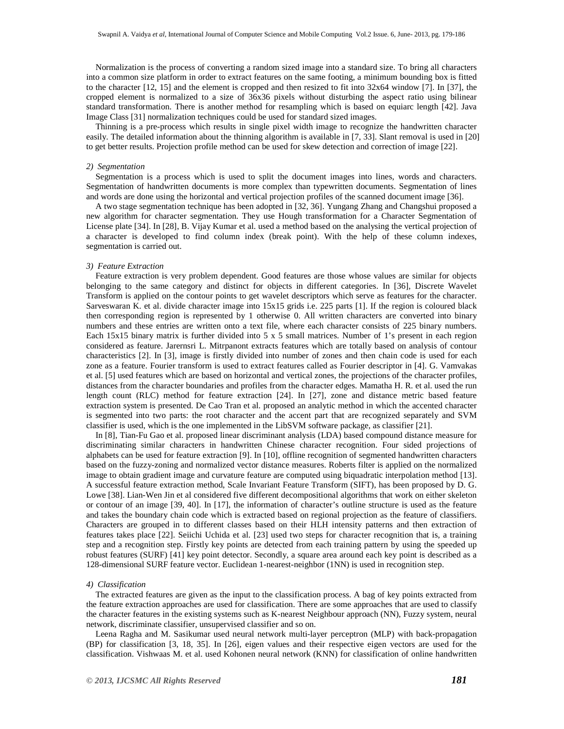Normalization is the process of converting a random sized image into a standard size. To bring all characters into a common size platform in order to extract features on the same footing, a minimum bounding box is fitted to the character [12, 15] and the element is cropped and then resized to fit into 32x64 window [7]. In [37], the cropped element is normalized to a size of 36x36 pixels without disturbing the aspect ratio using bilinear standard transformation. There is another method for resampling which is based on equiarc length [42]. Java Image Class [31] normalization techniques could be used for standard sized images.

Thinning is a pre-process which results in single pixel width image to recognize the handwritten character easily. The detailed information about the thinning algorithm is available in [7, 33]. Slant removal is used in [20] to get better results. Projection profile method can be used for skew detection and correction of image [22].

### *2) Segmentation*

Segmentation is a process which is used to split the document images into lines, words and characters. Segmentation of handwritten documents is more complex than typewritten documents. Segmentation of lines and words are done using the horizontal and vertical projection profiles of the scanned document image [36].

A two stage segmentation technique has been adopted in [32, 36]. Yungang Zhang and Changshui proposed a new algorithm for character segmentation. They use Hough transformation for a Character Segmentation of License plate [34]. In [28], B. Vijay Kumar et al. used a method based on the analysing the vertical projection of a character is developed to find column index (break point). With the help of these column indexes, segmentation is carried out.

### *3) Feature Extraction*

Feature extraction is very problem dependent. Good features are those whose values are similar for objects belonging to the same category and distinct for objects in different categories. In [36], Discrete Wavelet Transform is applied on the contour points to get wavelet descriptors which serve as features for the character. Sarveswaran K. et al. divide character image into 15x15 grids i.e. 225 parts [1]. If the region is coloured black then corresponding region is represented by 1 otherwise 0. All written characters are converted into binary numbers and these entries are written onto a text file, where each character consists of 225 binary numbers. Each 15x15 binary matrix is further divided into 5 x 5 small matrices. Number of 1's present in each region considered as feature. Jarernsri L. Mitrpanont extracts features which are totally based on analysis of contour characteristics [2]. In [3], image is firstly divided into number of zones and then chain code is used for each zone as a feature. Fourier transform is used to extract features called as Fourier descriptor in [4]. G. Vamvakas et al. [5] used features which are based on horizontal and vertical zones, the projections of the character profiles, distances from the character boundaries and profiles from the character edges. Mamatha H. R. et al. used the run length count (RLC) method for feature extraction [24]. In [27], zone and distance metric based feature extraction system is presented. De Cao Tran et al. proposed an analytic method in which the accented character is segmented into two parts: the root character and the accent part that are recognized separately and SVM classifier is used, which is the one implemented in the LibSVM software package, as classifier [21].

In [8], Tian-Fu Gao et al. proposed linear discriminant analysis (LDA) based compound distance measure for discriminating similar characters in handwritten Chinese character recognition. Four sided projections of alphabets can be used for feature extraction [9]. In [10], offline recognition of segmented handwritten characters based on the fuzzy-zoning and normalized vector distance measures. Roberts filter is applied on the normalized image to obtain gradient image and curvature feature are computed using biquadratic interpolation method [13]. A successful feature extraction method, Scale Invariant Feature Transform (SIFT), has been proposed by D. G. Lowe [38]. Lian-Wen Jin et al considered five different decompositional algorithms that work on either skeleton or contour of an image [39, 40]. In [17], the information of character's outline structure is used as the feature and takes the boundary chain code which is extracted based on regional projection as the feature of classifiers. Characters are grouped in to different classes based on their HLH intensity patterns and then extraction of features takes place [22]. Seiichi Uchida et al. [23] used two steps for character recognition that is, a training step and a recognition step. Firstly key points are detected from each training pattern by using the speeded up robust features (SURF) [41] key point detector. Secondly, a square area around each key point is described as a 128-dimensional SURF feature vector. Euclidean 1-nearest-neighbor (1NN) is used in recognition step.

### *4) Classification*

The extracted features are given as the input to the classification process. A bag of key points extracted from the feature extraction approaches are used for classification. There are some approaches that are used to classify the character features in the existing systems such as K-nearest Neighbour approach (NN), Fuzzy system, neural network, discriminate classifier, unsupervised classifier and so on.

Leena Ragha and M. Sasikumar used neural network multi-layer perceptron (MLP) with back-propagation (BP) for classification [3, 18, 35]. In [26], eigen values and their respective eigen vectors are used for the classification. Vishwaas M. et al. used Kohonen neural network (KNN) for classification of online handwritten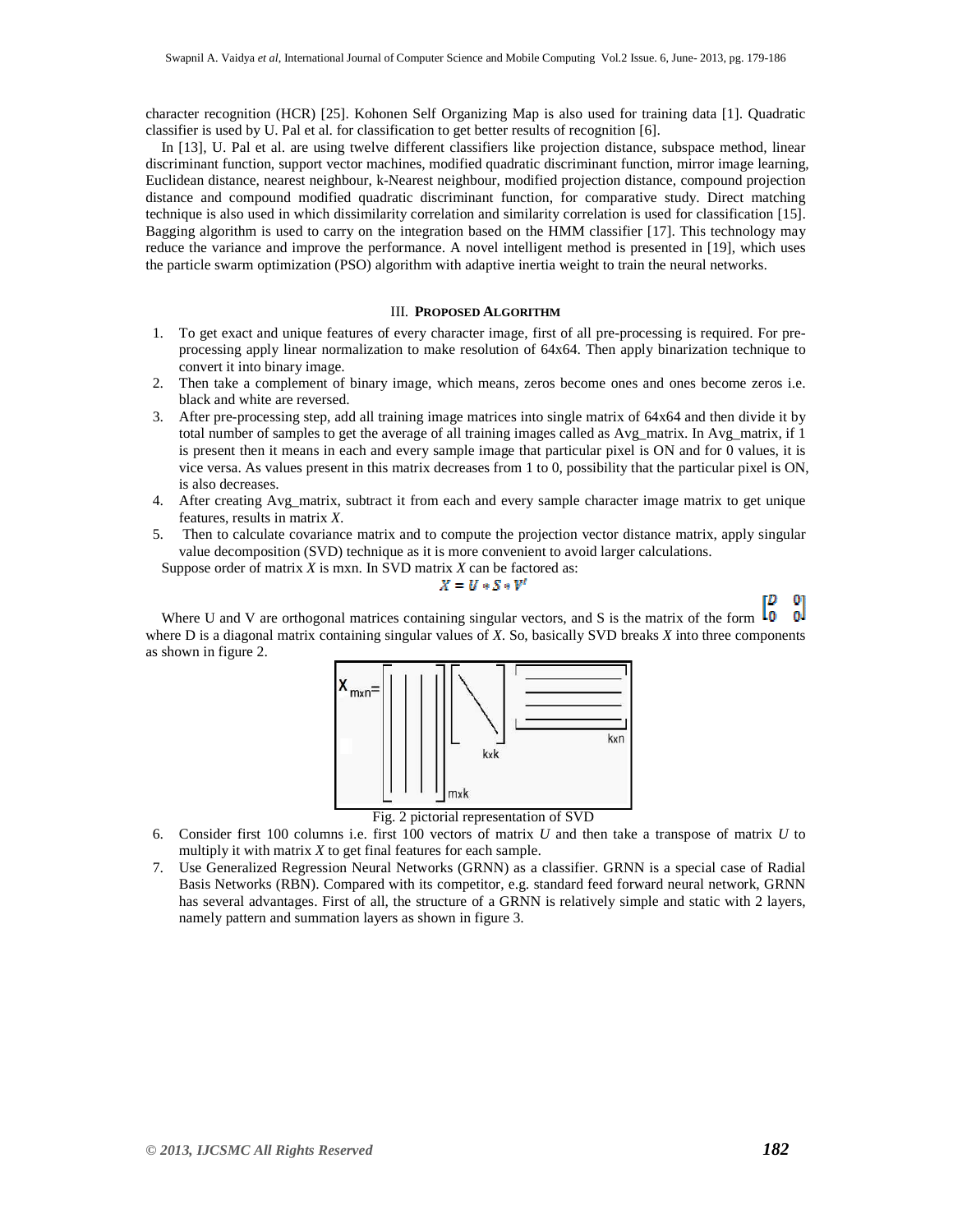character recognition (HCR) [25]. Kohonen Self Organizing Map is also used for training data [1]. Quadratic classifier is used by U. Pal et al. for classification to get better results of recognition [6].

In [13], U. Pal et al. are using twelve different classifiers like projection distance, subspace method, linear discriminant function, support vector machines, modified quadratic discriminant function, mirror image learning, Euclidean distance, nearest neighbour, k-Nearest neighbour, modified projection distance, compound projection distance and compound modified quadratic discriminant function, for comparative study. Direct matching technique is also used in which dissimilarity correlation and similarity correlation is used for classification [15]. Bagging algorithm is used to carry on the integration based on the HMM classifier [17]. This technology may reduce the variance and improve the performance. A novel intelligent method is presented in [19], which uses the particle swarm optimization (PSO) algorithm with adaptive inertia weight to train the neural networks.

## III. Proposed Algorithm

1. To get exact and unique features of every character image, first of all pre-processing is required. For pre-processing apply linear normalization to make resolution of 64x64. Then apply binarization technique to convert it into binary image.
2. Then take a complement of binary image, which means, zeros become ones and ones become zeros i.e. black and white are reversed.
3. After pre-processing step, add all training image matrices into single matrix of 64x64 and then divide it by total number of samples to get the average of all training images called as Avg_matrix. In Avg_matrix, if 1 is present then it means in each and every sample image that particular pixel is ON and for 0 values, it is vice versa. As values present in this matrix decreases from 1 to 0, possibility that the particular pixel is ON, is also decreases.
4. After creating Avg_matrix, subtract it from each and every sample character image matrix to get unique features, results in matrix *X*.
5. Then to calculate covariance matrix and to compute the projection vector distance matrix, apply singular value decomposition (SVD) technique as it is more convenient to avoid larger calculations.

Suppose order of matrix *X* is mxn. In SVD matrix *X* can be factored as:

$$X = U * S * V^t$$

Where U and V are orthogonal matrices containing singular vectors, and S is the matrix of the form $\begin{bmatrix} D & 0 \\ 0 & 0 \end{bmatrix}$ where D is a diagonal matrix containing singular values of *X*. So, basically SVD breaks *X* into three components as shown in figure 2.

Fig. 2 pictorial representation of SVD

6. Consider first 100 columns i.e. first 100 vectors of matrix *U* and then take a transpose of matrix *U* to multiply it with matrix *X* to get final features for each sample.
7. Use Generalized Regression Neural Networks (GRNN) as a classifier. GRNN is a special case of Radial Basis Networks (RBN). Compared with its competitor, e.g. standard feed forward neural network, GRNN has several advantages. First of all, the structure of a GRNN is relatively simple and static with 2 layers, namely pattern and summation layers as shown in figure 3.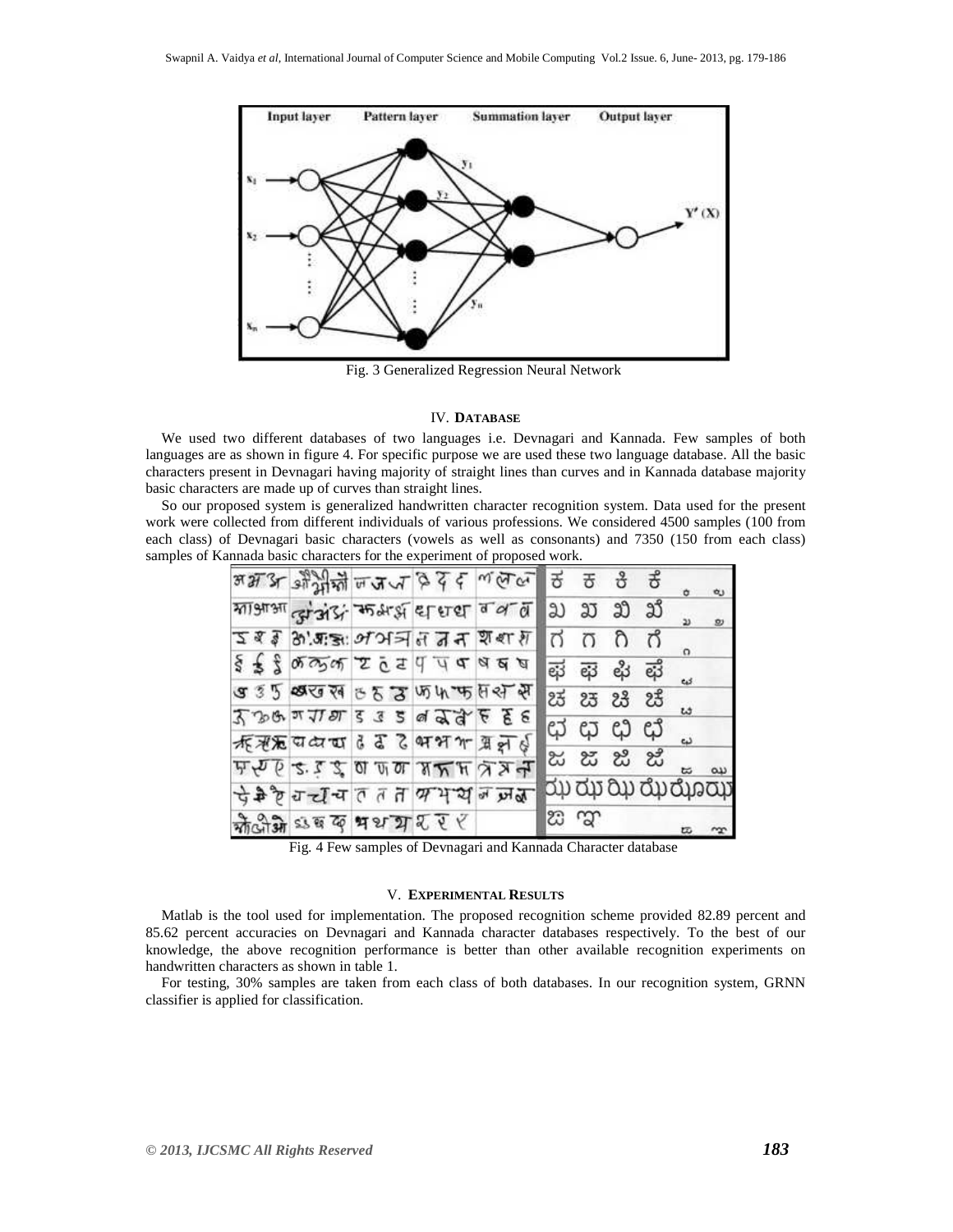Fig. 3 Generalized Regression Neural Network

## IV. DATABASE

We used two different databases of two languages i.e. Devnagari and Kannada. Few samples of both languages are as shown in figure 4. For specific purpose we are used these two language database. All the basic characters present in Devnagari having majority of straight lines than curves and in Kannada database majority basic characters are made up of curves than straight lines.

So our proposed system is generalized handwritten character recognition system. Data used for the present work were collected from different individuals of various professions. We considered 4500 samples (100 from each class) of Devnagari basic characters (vowels as well as consonants) and 7350 (150 from each class) samples of Kannada basic characters for the experiment of proposed work.

Fig. 4 Few samples of Devnagari and Kannada Character database

## V. EXPERIMENTAL RESULTS

Matlab is the tool used for implementation. The proposed recognition scheme provided 82.89 percent and 85.62 percent accuracies on Devnagari and Kannada character databases respectively. To the best of our knowledge, the above recognition performance is better than other available recognition experiments on handwritten characters as shown in table 1.

For testing, 30% samples are taken from each class of both databases. In our recognition system, GRNN classifier is applied for classification.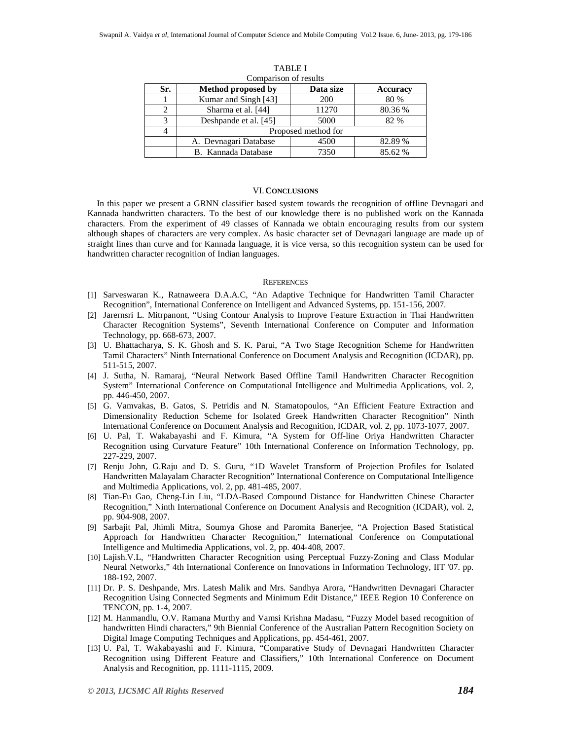TABLE I
Comparison of results

| Sr. | Method proposed by | Data size | Accuracy |
|---|---|---|---|
| 1 | Kumar and Singh [43] | 200 | 80 % |
| 2 | Sharma et al. [44] | 11270 | 80.36 % |
| 3 | Deshpande et al. [45] | 5000 | 82 % |
| 4 | Proposed method for | | |
| | A. Devnagari Database | 4500 | 82.89 % |
| | B. Kannada Database | 7350 | 85.62 % |

## VI. CONCLUSIONS

In this paper we present a GRNN classifier based system towards the recognition of offline Devnagari and Kannada handwritten characters. To the best of our knowledge there is no published work on the Kannada characters. From the experiment of 49 classes of Kannada we obtain encouraging results from our system although shapes of characters are very complex. As basic character set of Devnagari language are made up of straight lines than curve and for Kannada language, it is vice versa, so this recognition system can be used for handwritten character recognition of Indian languages.

## REFERENCES

[1] Sarveswaran K., Ratnaweera D.A.A.C, "An Adaptive Technique for Handwritten Tamil Character Recognition", International Conference on Intelligent and Advanced Systems, pp. 151-156, 2007.

[2] Jarernsri L. Mitrpanont, "Using Contour Analysis to Improve Feature Extraction in Thai Handwritten Character Recognition Systems", Seventh International Conference on Computer and Information Technology, pp. 668-673, 2007.

[3] U. Bhattacharya, S. K. Ghosh and S. K. Parui, "A Two Stage Recognition Scheme for Handwritten Tamil Characters" Ninth International Conference on Document Analysis and Recognition (ICDAR), pp. 511-515, 2007.

[4] J. Sutha, N. Ramaraj, "Neural Network Based Offline Tamil Handwritten Character Recognition System" International Conference on Computational Intelligence and Multimedia Applications, vol. 2, pp. 446-450, 2007.

[5] G. Vamvakas, B. Gatos, S. Petridis and N. Stamatopoulos, "An Efficient Feature Extraction and Dimensionality Reduction Scheme for Isolated Greek Handwritten Character Recognition" Ninth International Conference on Document Analysis and Recognition, ICDAR, vol. 2, pp. 1073-1077, 2007.

[6] U. Pal, T. Wakabayashi and F. Kimura, "A System for Off-line Oriya Handwritten Character Recognition using Curvature Feature" 10th International Conference on Information Technology, pp. 227-229, 2007.

[7] Renju John, G.Raju and D. S. Guru, "1D Wavelet Transform of Projection Profiles for Isolated Handwritten Malayalam Character Recognition" International Conference on Computational Intelligence and Multimedia Applications, vol. 2, pp. 481-485, 2007.

[8] Tian-Fu Gao, Cheng-Lin Liu, "LDA-Based Compound Distance for Handwritten Chinese Character Recognition," Ninth International Conference on Document Analysis and Recognition (ICDAR), vol. 2, pp. 904-908, 2007.

[9] Sarbajit Pal, Jhimli Mitra, Soumya Ghose and Paromita Banerjee, "A Projection Based Statistical Approach for Handwritten Character Recognition," International Conference on Computational Intelligence and Multimedia Applications, vol. 2, pp. 404-408, 2007.

[10] Lajish.V.L, "Handwritten Character Recognition using Perceptual Fuzzy-Zoning and Class Modular Neural Networks," 4th International Conference on Innovations in Information Technology, IIT '07. pp. 188-192, 2007.

[11] Dr. P. S. Deshpande, Mrs. Latesh Malik and Mrs. Sandhya Arora, "Handwritten Devnagari Character Recognition Using Connected Segments and Minimum Edit Distance," IEEE Region 10 Conference on TENCON, pp. 1-4, 2007.

[12] M. Hanmandlu, O.V. Ramana Murthy and Vamsi Krishna Madasu, "Fuzzy Model based recognition of handwritten Hindi characters," 9th Biennial Conference of the Australian Pattern Recognition Society on Digital Image Computing Techniques and Applications, pp. 454-461, 2007.

[13] U. Pal, T. Wakabayashi and F. Kimura, "Comparative Study of Devnagari Handwritten Character Recognition using Different Feature and Classifiers," 10th International Conference on Document Analysis and Recognition, pp. 1111-1115, 2009.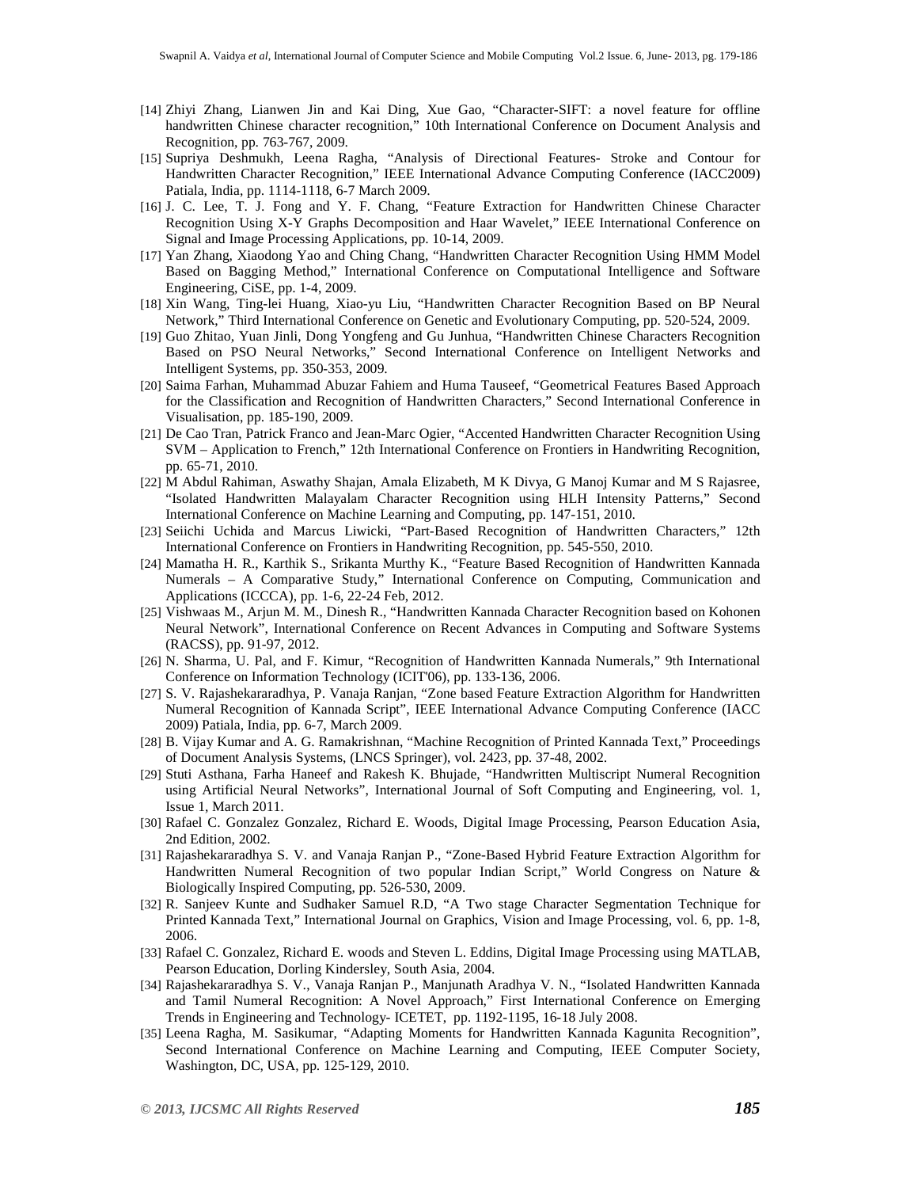[14] Zhiyi Zhang, Lianwen Jin and Kai Ding, Xue Gao, "Character-SIFT: a novel feature for offline handwritten Chinese character recognition," 10th International Conference on Document Analysis and Recognition, pp. 763-767, 2009.

[15] Supriya Deshmukh, Leena Ragha, "Analysis of Directional Features- Stroke and Contour for Handwritten Character Recognition," IEEE International Advance Computing Conference (IACC2009) Patiala, India, pp. 1114-1118, 6-7 March 2009.

[16] J. C. Lee, T. J. Fong and Y. F. Chang, "Feature Extraction for Handwritten Chinese Character Recognition Using X-Y Graphs Decomposition and Haar Wavelet," IEEE International Conference on Signal and Image Processing Applications, pp. 10-14, 2009.

[17] Yan Zhang, Xiaodong Yao and Ching Chang, "Handwritten Character Recognition Using HMM Model Based on Bagging Method," International Conference on Computational Intelligence and Software Engineering, CiSE, pp. 1-4, 2009.

[18] Xin Wang, Ting-lei Huang, Xiao-yu Liu, "Handwritten Character Recognition Based on BP Neural Network," Third International Conference on Genetic and Evolutionary Computing, pp. 520-524, 2009.

[19] Guo Zhitao, Yuan Jinli, Dong Yongfeng and Gu Junhua, "Handwritten Chinese Characters Recognition Based on PSO Neural Networks," Second International Conference on Intelligent Networks and Intelligent Systems, pp. 350-353, 2009.

[20] Saima Farhan, Muhammad Abuzar Fahiem and Huma Tauseef, "Geometrical Features Based Approach for the Classification and Recognition of Handwritten Characters," Second International Conference in Visualisation, pp. 185-190, 2009.

[21] De Cao Tran, Patrick Franco and Jean-Marc Ogier, "Accented Handwritten Character Recognition Using SVM – Application to French," 12th International Conference on Frontiers in Handwriting Recognition, pp. 65-71, 2010.

[22] M Abdul Rahiman, Aswathy Shajan, Amala Elizabeth, M K Divya, G Manoj Kumar and M S Rajasree, "Isolated Handwritten Malayalam Character Recognition using HLH Intensity Patterns," Second International Conference on Machine Learning and Computing, pp. 147-151, 2010.

[23] Seiichi Uchida and Marcus Liwicki, "Part-Based Recognition of Handwritten Characters," 12th International Conference on Frontiers in Handwriting Recognition, pp. 545-550, 2010.

[24] Mamatha H. R., Karthik S., Srikanta Murthy K., "Feature Based Recognition of Handwritten Kannada Numerals – A Comparative Study," International Conference on Computing, Communication and Applications (ICCCA), pp. 1-6, 22-24 Feb, 2012.

[25] Vishwaas M., Arjun M. M., Dinesh R., "Handwritten Kannada Character Recognition based on Kohonen Neural Network", International Conference on Recent Advances in Computing and Software Systems (RACSS), pp. 91-97, 2012.

[26] N. Sharma, U. Pal, and F. Kimur, "Recognition of Handwritten Kannada Numerals," 9th International Conference on Information Technology (ICIT'06), pp. 133-136, 2006.

[27] S. V. Rajashekararadhya, P. Vanaja Ranjan, "Zone based Feature Extraction Algorithm for Handwritten Numeral Recognition of Kannada Script", IEEE International Advance Computing Conference (IACC 2009) Patiala, India, pp. 6-7, March 2009.

[28] B. Vijay Kumar and A. G. Ramakrishnan, "Machine Recognition of Printed Kannada Text," Proceedings of Document Analysis Systems, (LNCS Springer), vol. 2423, pp. 37-48, 2002.

[29] Stuti Asthana, Farha Haneef and Rakesh K. Bhujade, "Handwritten Multiscript Numeral Recognition using Artificial Neural Networks", International Journal of Soft Computing and Engineering, vol. 1, Issue 1, March 2011.

[30] Rafael C. Gonzalez Gonzalez, Richard E. Woods, Digital Image Processing, Pearson Education Asia, 2nd Edition, 2002.

[31] Rajashekararadhya S. V. and Vanaja Ranjan P., "Zone-Based Hybrid Feature Extraction Algorithm for Handwritten Numeral Recognition of two popular Indian Script," World Congress on Nature & Biologically Inspired Computing, pp. 526-530, 2009.

[32] R. Sanjeev Kunte and Sudhaker Samuel R.D, "A Two stage Character Segmentation Technique for Printed Kannada Text," International Journal on Graphics, Vision and Image Processing, vol. 6, pp. 1-8, 2006.

[33] Rafael C. Gonzalez, Richard E. woods and Steven L. Eddins, Digital Image Processing using MATLAB, Pearson Education, Dorling Kindersley, South Asia, 2004.

[34] Rajashekararadhya S. V., Vanaja Ranjan P., Manjunath Aradhya V. N., "Isolated Handwritten Kannada and Tamil Numeral Recognition: A Novel Approach," First International Conference on Emerging Trends in Engineering and Technology- ICETET, pp. 1192-1195, 16-18 July 2008.

[35] Leena Ragha, M. Sasikumar, "Adapting Moments for Handwritten Kannada Kagunita Recognition", Second International Conference on Machine Learning and Computing, IEEE Computer Society, Washington, DC, USA, pp. 125-129, 2010.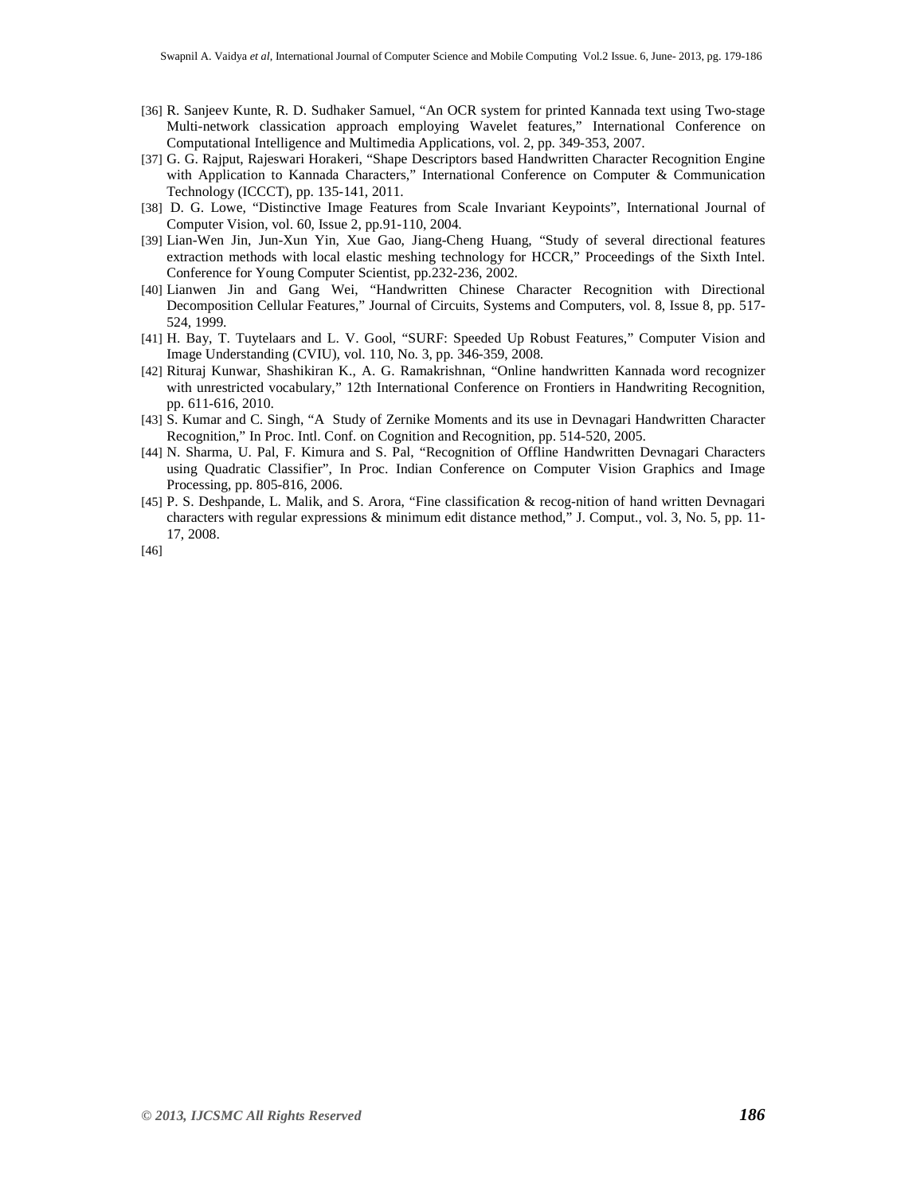[36] R. Sanjeev Kunte, R. D. Sudhaker Samuel, "An OCR system for printed Kannada text using Two-stage Multi-network classication approach employing Wavelet features," International Conference on Computational Intelligence and Multimedia Applications, vol. 2, pp. 349-353, 2007.

[37] G. G. Rajput, Rajeswari Horakeri, "Shape Descriptors based Handwritten Character Recognition Engine with Application to Kannada Characters," International Conference on Computer & Communication Technology (ICCCT), pp. 135-141, 2011.

[38] D. G. Lowe, "Distinctive Image Features from Scale Invariant Keypoints", International Journal of Computer Vision, vol. 60, Issue 2, pp.91-110, 2004.

[39] Lian-Wen Jin, Jun-Xun Yin, Xue Gao, Jiang-Cheng Huang, "Study of several directional features extraction methods with local elastic meshing technology for HCCR," Proceedings of the Sixth Intel. Conference for Young Computer Scientist, pp.232-236, 2002.

[40] Lianwen Jin and Gang Wei, "Handwritten Chinese Character Recognition with Directional Decomposition Cellular Features," Journal of Circuits, Systems and Computers, vol. 8, Issue 8, pp. 517-524, 1999.

[41] H. Bay, T. Tuytelaars and L. V. Gool, "SURF: Speeded Up Robust Features," Computer Vision and Image Understanding (CVIU), vol. 110, No. 3, pp. 346-359, 2008.

[42] Rituraj Kunwar, Shashikiran K., A. G. Ramakrishnan, "Online handwritten Kannada word recognizer with unrestricted vocabulary," 12th International Conference on Frontiers in Handwriting Recognition, pp. 611-616, 2010.

[43] S. Kumar and C. Singh, "A Study of Zernike Moments and its use in Devnagari Handwritten Character Recognition," In Proc. Intl. Conf. on Cognition and Recognition, pp. 514-520, 2005.

[44] N. Sharma, U. Pal, F. Kimura and S. Pal, "Recognition of Offline Handwritten Devnagari Characters using Quadratic Classifier", In Proc. Indian Conference on Computer Vision Graphics and Image Processing, pp. 805-816, 2006.

[45] P. S. Deshpande, L. Malik, and S. Arora, "Fine classification & recog-nition of hand written Devnagari characters with regular expressions & minimum edit distance method," J. Comput., vol. 3, No. 5, pp. 11-17, 2008.

[46]